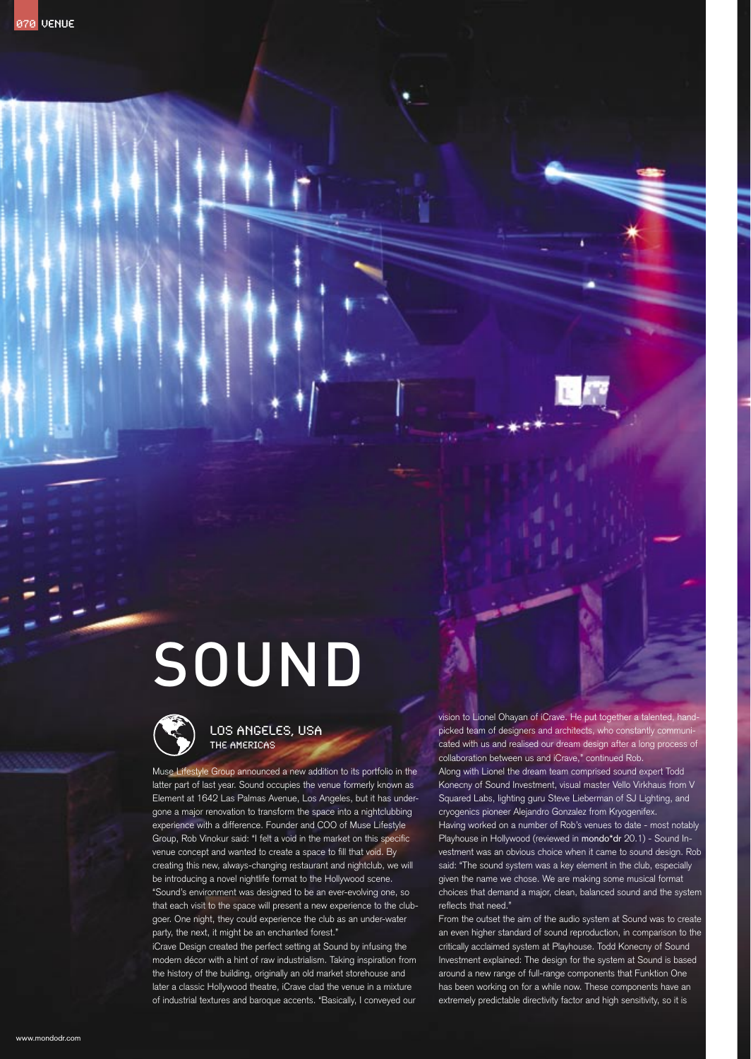# SOUND

## LOS ANGELES, USA
THE AMERICAS

Muse Lifestyle Group announced a new addition to its portfolio in the latter part of last year. Sound occupies the venue formerly known as Element at 1642 Las Palmas Avenue, Los Angeles, but it has undergone a major renovation to transform the space into a nightclubbing experience with a difference. Founder and COO of Muse Lifestyle Group, Rob Vinokur said: "I felt a void in the market on this specific venue concept and wanted to create a space to fill that void. By creating this new, always-changing restaurant and nightclub, we will be introducing a novel nightlife format to the Hollywood scene.

"Sound's environment was designed to be an ever-evolving one, so that each visit to the space will present a new experience to the clubgoer. One night, they could experience the club as an under-water party, the next, it might be an enchanted forest."

iCrave Design created the perfect setting at Sound by infusing the modern décor with a hint of raw industrialism. Taking inspiration from the history of the building, originally an old market storehouse and later a classic Hollywood theatre, iCrave clad the venue in a mixture of industrial textures and baroque accents. "Basically, I conveyed our vision to Lionel Ohayan of iCrave. He put together a talented, hand-picked team of designers and architects, who constantly communicated with us and realised our dream design after a long process of collaboration between us and iCrave," continued Rob.

Along with Lionel the dream team comprised sound expert Todd Konecny of Sound Investment, visual master Vello Virkhaus from V Squared Labs, lighting guru Steve Lieberman of SJ Lighting, and cryogenics pioneer Alejandro Gonzalez from Kryogenifex.

Having worked on a number of Rob's venues to date - most notably Playhouse in Hollywood (reviewed in mondo*dr 20.1) - Sound Investment was an obvious choice when it came to sound design. Rob said: "The sound system was a key element in the club, especially given the name we chose. We are making some musical format choices that demand a major, clean, balanced sound and the system reflects that need."

From the outset the aim of the audio system at Sound was to create an even higher standard of sound reproduction, in comparison to the critically acclaimed system at Playhouse. Todd Konecny of Sound Investment explained: The design for the system at Sound is based around a new range of full-range components that Funktion One has been working on for a while now. These components have an extremely predictable directivity factor and high sensitivity, so it is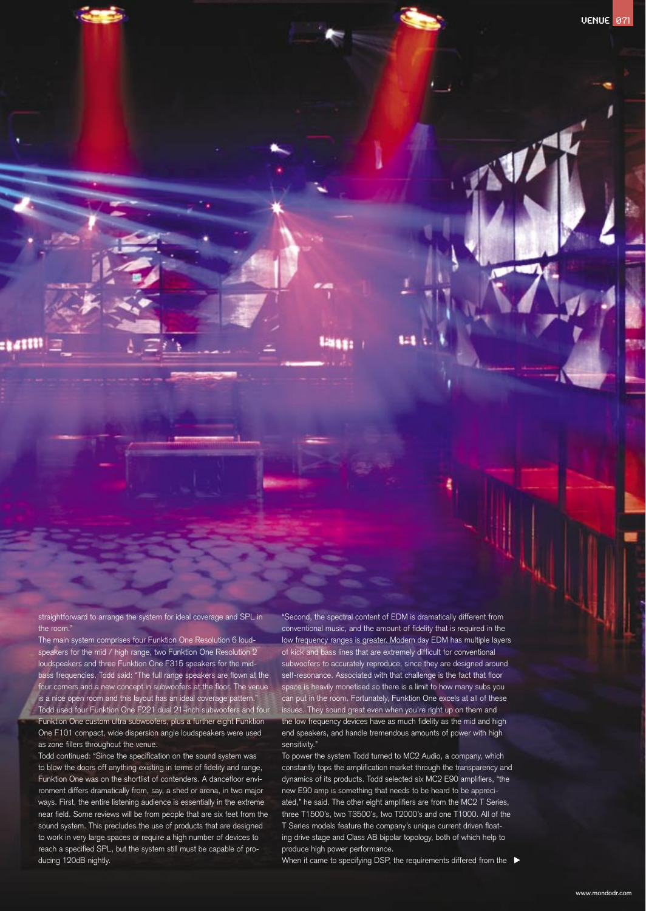straightforward to arrange the system for ideal coverage and SPL in the room."

The main system comprises four Funktion One Resolution 6 loudspeakers for the mid / high range, two Funktion One Resolution 2 loudspeakers and three Funktion One F315 speakers for the mid-bass frequencies. Todd said: "The full range speakers are flown at the four corners and a new concept in subwoofers at the floor. The venue is a nice open room and this layout has an ideal coverage pattern." Todd used four Funktion One F221 dual 21-inch subwoofers and four Funktion One custom ultra subwoofers, plus a further eight Funktion One F101 compact, wide dispersion angle loudspeakers were used as zone fillers throughout the venue.

Todd continued: "Since the specification on the sound system was to blow the doors off anything existing in terms of fidelity and range, Funktion One was on the shortlist of contenders. A dancefloor environment differs dramatically from, say, a shed or arena, in two major ways. First, the entire listening audience is essentially in the extreme near field. Some reviews will be from people that are six feet from the sound system. This precludes the use of products that are designed to work in very large spaces or require a high number of devices to reach a specified SPL, but the system still must be capable of producing 120dB nightly.

"Second, the spectral content of EDM is dramatically different from conventional music, and the amount of fidelity that is required in the low frequency ranges is greater. Modern day EDM has multiple layers of kick and bass lines that are extremely difficult for conventional subwoofers to accurately reproduce, since they are designed around self-resonance. Associated with that challenge is the fact that floor space is heavily monetised so there is a limit to how many subs you can put in the room. Fortunately, Funktion One excels at all of these issues. They sound great even when you're right up on them and the low frequency devices have as much fidelity as the mid and high end speakers, and handle tremendous amounts of power with high sensitivity."

To power the system Todd turned to MC2 Audio, a company, which constantly tops the amplification market through the transparency and dynamics of its products. Todd selected six MC2 E90 amplifiers, "the new E90 amp is something that needs to be heard to be appreciated," he said. The other eight amplifiers are from the MC2 T Series, three T1500's, two T3500's, two T2000's and one T1000. All of the T Series models feature the company's unique current driven floating drive stage and Class AB bipolar topology, both of which help to produce high power performance.

When it came to specifying DSP, the requirements differed from the ▶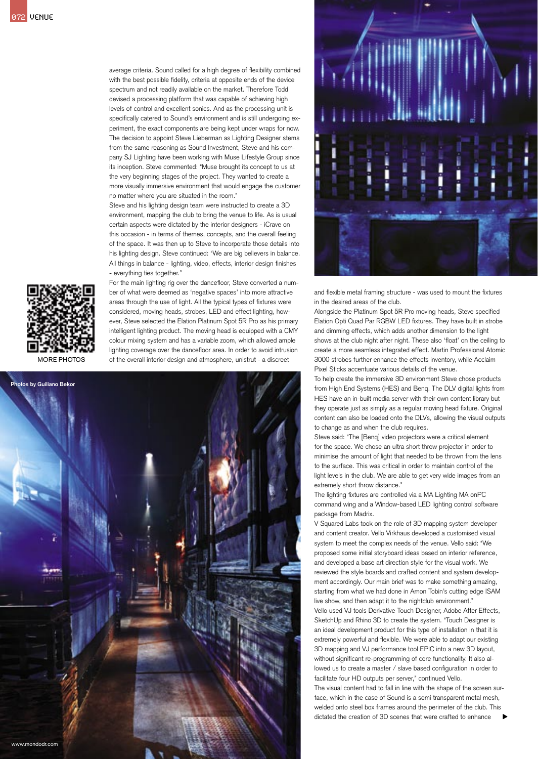average criteria. Sound called for a high degree of flexibility combined with the best possible fidelity, criteria at opposite ends of the device spectrum and not readily available on the market. Therefore Todd devised a processing platform that was capable of achieving high levels of control and excellent sonics. And as the processing unit is specifically catered to Sound's environment and is still undergoing experiment, the exact components are being kept under wraps for now.

The decision to appoint Steve Lieberman as Lighting Designer stems from the same reasoning as Sound Investment, Steve and his company SJ Lighting have been working with Muse Lifestyle Group since its inception. Steve commented: "Muse brought its concept to us at the very beginning stages of the project. They wanted to create a more visually immersive environment that would engage the customer no matter where you are situated in the room."

Steve and his lighting design team were instructed to create a 3D environment, mapping the club to bring the venue to life. As is usual certain aspects were dictated by the interior designers - iCrave on this occasion - in terms of themes, concepts, and the overall feeling of the space. It was then up to Steve to incorporate those details into his lighting design. Steve continued: "We are big believers in balance. All things in balance - lighting, video, effects, interior design finishes - everything ties together."

For the main lighting rig over the dancefloor, Steve converted a number of what were deemed as 'negative spaces' into more attractive areas through the use of light. All the typical types of fixtures were considered, moving heads, strobes, LED and effect lighting, however, Steve selected the Elation Platinum Spot 5R Pro as his primary intelligent lighting product. The moving head is equipped with a CMY colour mixing system and has a variable zoom, which allowed ample lighting coverage over the dancefloor area. In order to avoid intrusion of the overall interior design and atmosphere, unistrut - a discreet and flexible metal framing structure - was used to mount the fixtures in the desired areas of the club.

MORE PHOTOS

Photos by Guiliano Bekor

Alongside the Platinum Spot 5R Pro moving heads, Steve specified Elation Opti Quad Par RGBW LED fixtures. They have built in strobe and dimming effects, which adds another dimension to the light shows at the club night after night. These also 'float' on the ceiling to create a more seamless integrated effect. Martin Professional Atomic 3000 strobes further enhance the effects inventory, while Acclaim Pixel Sticks accentuate various details of the venue.

To help create the immersive 3D environment Steve chose products from High End Systems (HES) and Benq. The DLV digital lights from HES have an in-built media server with their own content library but they operate just as simply as a regular moving head fixture. Original content can also be loaded onto the DLVs, allowing the visual outputs to change as and when the club requires.

Steve said: "The [Benq] video projectors were a critical element for the space. We chose an ultra short throw projector in order to minimise the amount of light that needed to be thrown from the lens to the surface. This was critical in order to maintain control of the light levels in the club. We are able to get very wide images from an extremely short throw distance."

The lighting fixtures are controlled via a MA Lighting MA onPC command wing and a Window-based LED lighting control software package from Madrix.

V Squared Labs took on the role of 3D mapping system developer and content creator. Vello Virkhaus developed a customised visual system to meet the complex needs of the venue. Vello said: "We proposed some initial storyboard ideas based on interior reference, and developed a base art direction style for the visual work. We reviewed the style boards and crafted content and system development accordingly. Our main brief was to make something amazing, starting from what we had done in Amon Tobin's cutting edge ISAM live show, and then adapt it to the nightclub environment."

Vello used VJ tools Derivative Touch Designer, Adobe After Effects, SketchUp and Rhino 3D to create the system. "Touch Designer is an ideal development product for this type of installation in that it is extremely powerful and flexible. We were able to adapt our existing 3D mapping and VJ performance tool EPIC into a new 3D layout, without significant re-programming of core functionality. It also allowed us to create a master / slave based configuration in order to facilitate four HD outputs per server," continued Vello.

The visual content had to fall in line with the shape of the screen surface, which in the case of Sound is a semi transparent metal mesh, welded onto steel box frames around the perimeter of the club. This dictated the creation of 3D scenes that were crafted to enhance ▶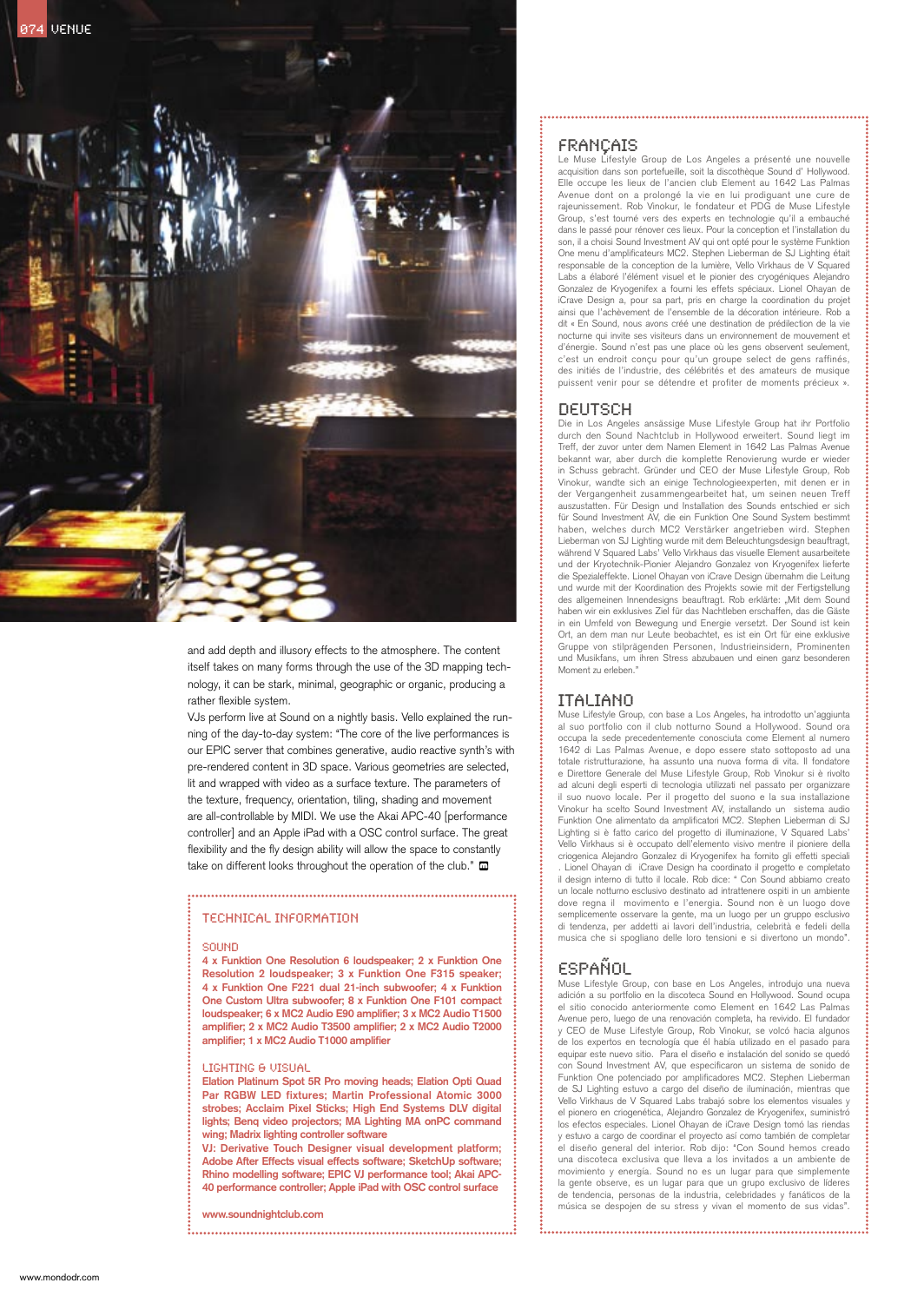and add depth and illusory effects to the atmosphere. The content itself takes on many forms through the use of the 3D mapping technology, it can be stark, minimal, geographic or organic, producing a rather flexible system.

VJs perform live at Sound on a nightly basis. Vello explained the running of the day-to-day system: "The core of the live performances is our EPIC server that combines generative, audio reactive synth's with pre-rendered content in 3D space. Various geometries are selected, lit and wrapped with video as a surface texture. The parameters of the texture, frequency, orientation, tiling, shading and movement are all-controllable by MIDI. We use the Akai APC-40 [performance controller] and an Apple iPad with a OSC control surface. The great flexibility and the fly design ability will allow the space to constantly take on different looks throughout the operation of the club."

## TECHNICAL INFORMATION

### SOUND

**4 x Funktion One Resolution 6 loudspeaker; 2 x Funktion One Resolution 2 loudspeaker; 3 x Funktion One F315 speaker; 4 x Funktion One F221 dual 21-inch subwoofer; 4 x Funktion One Custom Ultra subwoofer; 8 x Funktion One F101 compact loudspeaker; 6 x MC2 Audio E90 amplifier; 3 x MC2 Audio T1500 amplifier; 2 x MC2 Audio T3500 amplifier; 2 x MC2 Audio T2000 amplifier; 1 x MC2 Audio T1000 amplifier**

### LIGHTING & VISUAL

**Elation Platinum Spot 5R Pro moving heads; Elation Opti Quad Par RGBW LED fixtures; Martin Professional Atomic 3000 strobes; Acclaim Pixel Sticks; High End Systems DLV digital lights; Benq video projectors; MA Lighting MA onPC command wing; Madrix lighting controller software**

**VJ: Derivative Touch Designer visual development platform; Adobe After Effects visual effects software; SketchUp software; Rhino modelling software; EPIC VJ performance tool; Akai APC-40 performance controller; Apple iPad with OSC control surface**

**www.soundnightclub.com**

## FRANÇAIS

Le Muse Lifestyle Group de Los Angeles a présenté une nouvelle acquisition dans son portefeuille, soit la discothèque Sound d' Hollywood. Elle occupe les lieux de l'ancien club Element au 1642 Las Palmas Avenue dont on a prolongé la vie en lui prodiguant une cure de rajeunissement. Rob Vinokur, le fondateur et PDG de Muse Lifestyle Group, s'est tourné vers des experts en technologie qu'il a embauché dans le passé pour rénover ces lieux. Pour la conception et l'installation du son, il a choisi Sound Investment AV qui ont opté pour le système Funktion One menu d'amplificateurs MC2. Stephen Lieberman de SJ Lighting était responsable de la conception de la lumière, Vello Virkhaus de V Squared Labs a élaboré l'élément visuel et le pionier des cryogéniques Alejandro Gonzalez de Kryogenifex a fourni les effets spéciaux. Lionel Ohayan de iCrave Design a, pour sa part, pris en charge la coordination du projet ainsi que l'achèvement de l'ensemble de la décoration intérieure. Rob a dit « En Sound, nous avons créé une destination de prédilection de la vie nocturne qui invite ses visiteurs dans un environnement de mouvement et d'énergie. Sound n'est pas une place où les gens observent seulement, c'est un endroit conçu pour qu'un groupe select de gens raffinés, des initiés de l'industrie, des célébrités et des amateurs de musique puissent venir pour se détendre et profiter de moments précieux ».

## DEUTSCH

Die in Los Angeles ansässige Muse Lifestyle Group hat ihr Portfolio durch den Sound Nachtclub in Hollywood erweitert. Sound liegt im Treff, der zuvor unter dem Namen Element in 1642 Las Palmas Avenue bekannt war, aber durch die komplette Renovierung wurde er wieder in Schuss gebracht. Gründer und CEO der Muse Lifestyle Group, Rob Vinokur, wandte sich an einige Technologieexperten, mit denen er in der Vergangenheit zusammengearbeitet hat, um seinen neuen Treff auszustatten. Für Design und Installation des Sounds entschied er sich für Sound Investment AV, die ein Funktion One Sound System bestimmt haben, welches durch MC2 Verstärker angetrieben wird. Stephen Lieberman von SJ Lighting wurde mit dem Beleuchtungsdesign beauftragt, während V Squared Labs' Vello Virkhaus das visuelle Element ausarbeitete und der Kryotechnik-Pionier Alejandro Gonzalez von Kryogenifex lieferte die Spezialeffekte. Lionel Ohayan von iCrave Design übernahm die Leitung und wurde mit der Koordination des Projekts sowie mit der Fertigstellung des allgemeinen Innendesigns beauftragt. Rob erklärte: „Mit dem Sound haben wir ein exklusives Ziel für das Nachtleben erschaffen, das die Gäste in ein Umfeld von Bewegung und Energie versetzt. Der Sound ist kein Ort, an dem man nur Leute beobachtet, es ist ein Ort für eine exklusive Gruppe von stilprägenden Personen, Industrieinsidern, Prominenten und Musikfans, um ihren Stress abzubauen und einen ganz besonderen Moment zu erleben."

## ITALIANO

Muse Lifestyle Group, con base a Los Angeles, ha introdotto un'aggiunta al suo portfolio con il club notturno Sound a Hollywood. Sound ora occupa la sede precedentemente conosciuta come Element al numero 1642 di Las Palmas Avenue, e dopo essere stato sottoposto ad una totale ristrutturazione, ha assunto una nuova forma di vita. Il fondatore e Direttore Generale del Muse Lifestyle Group, Rob Vinokur si è rivolto ad alcuni degli esperti di tecnologia utilizzati nel passato per organizzare il suo nuovo locale. Per il progetto del suono e la sua installazione Vinokur ha scelto Sound Investment AV, installando un sistema audio Funktion One alimentato da amplificatori MC2. Stephen Lieberman di SJ Lighting si è fatto carico del progetto di illuminazione, V Squared Labs' Vello Virkhaus si è occupato dell'elemento visivo mentre il pioniere della criogenica Alejandro Gonzalez di Kryogenifex ha fornito gli effetti speciali. Lionel Ohayan di iCrave Design ha coordinato il progetto e completato il design interno di tutto il locale. Rob dice: " Con Sound abbiamo creato un locale notturno esclusivo destinato ad intrattenere ospiti in un ambiente dove regna il movimento e l'energia. Sound non è un luogo dove semplicemente osservare la gente, ma un luogo per un gruppo esclusivo di tendenza, per addetti ai lavori dell'industria, celebrità e fedeli della musica che si spogliano delle loro tensioni e si divertono un mondo".

## ESPAÑOL

Muse Lifestyle Group, con base en Los Angeles, introdujo una nueva adición a su portfolio en la discoteca Sound en Hollywood. Sound ocupa el sitio conocido anteriormente como Element en 1642 Las Palmas Avenue pero, luego de una renovación completa, ha revivido. El fundador y CEO de Muse Lifestyle Group, Rob Vinokur, se volcó hacia algunos de los expertos en tecnología que él había utilizado en el pasado para equipar este nuevo sitio. Para el diseño e instalación del sonido se quedó con Sound Investment AV, que especificaron un sistema de sonido de Funktion One potenciado por amplificadores MC2. Stephen Lieberman de SJ Lighting estuvo a cargo del diseño de iluminación, mientras que Vello Virkhaus de V Squared Labs trabajó sobre los elementos visuales y el pionero en criogenética, Alejandro Gonzalez de Kryogenifex, suministró los efectos especiales. Lionel Ohayan de iCrave Design tomó las riendas y estuvo a cargo de coordinar el proyecto así como también de completar el diseño general del interior. Rob dijo: "Con Sound hemos creado una discoteca exclusiva que lleva a los invitados a un ambiente de movimiento y energía. Sound no es un lugar para que simplemente la gente observe, es un lugar para que un grupo exclusivo de líderes de tendencia, personas de la industria, celebridades y fanáticos de la música se despojen de su stress y vivan el momento de sus vidas".